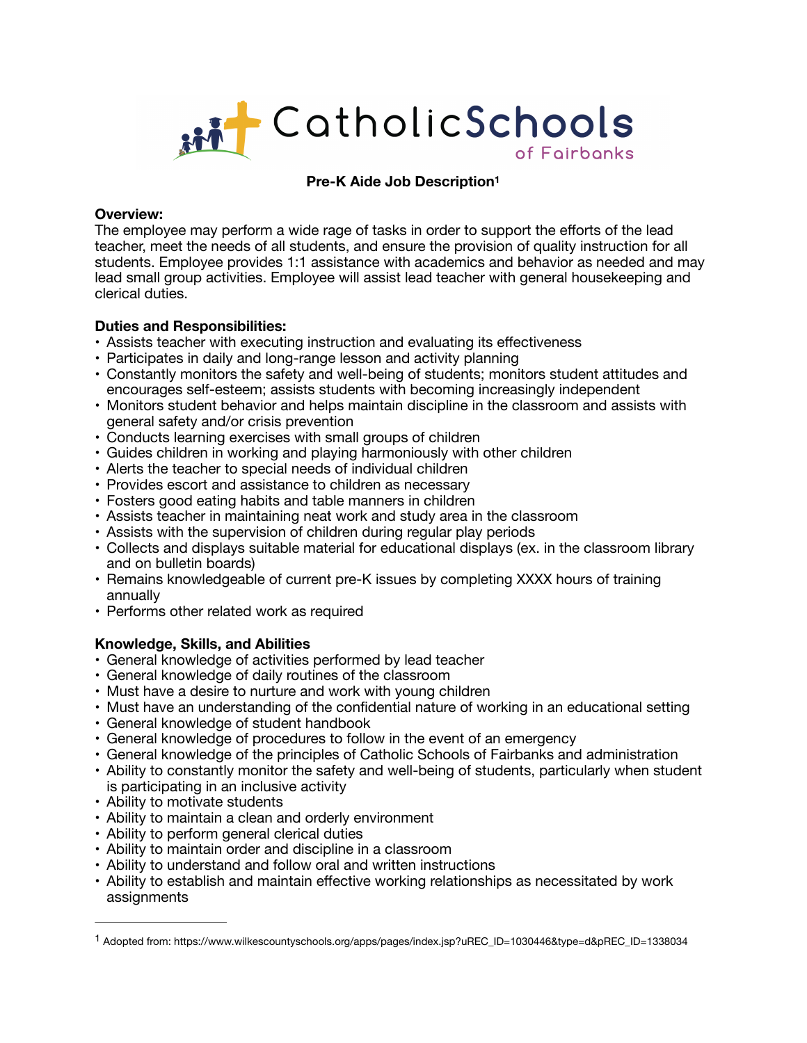Catholic Schools of Fairbanks

**Pre-K Aide Job Description**[1]

**Overview:**
The employee may perform a wide rage of tasks in order to support the efforts of the lead teacher, meet the needs of all students, and ensure the provision of quality instruction for all students. Employee provides 1:1 assistance with academics and behavior as needed and may lead small group activities. Employee will assist lead teacher with general housekeeping and clerical duties.

**Duties and Responsibilities:**

- Assists teacher with executing instruction and evaluating its effectiveness
- Participates in daily and long-range lesson and activity planning
- Constantly monitors the safety and well-being of students; monitors student attitudes and encourages self-esteem; assists students with becoming increasingly independent
- Monitors student behavior and helps maintain discipline in the classroom and assists with general safety and/or crisis prevention
- Conducts learning exercises with small groups of children
- Guides children in working and playing harmoniously with other children
- Alerts the teacher to special needs of individual children
- Provides escort and assistance to children as necessary
- Fosters good eating habits and table manners in children
- Assists teacher in maintaining neat work and study area in the classroom
- Assists with the supervision of children during regular play periods
- Collects and displays suitable material for educational displays (ex. in the classroom library and on bulletin boards)
- Remains knowledgeable of current pre-K issues by completing XXXX hours of training annually
- Performs other related work as required

**Knowledge, Skills, and Abilities**

- General knowledge of activities performed by lead teacher
- General knowledge of daily routines of the classroom
- Must have a desire to nurture and work with young children
- Must have an understanding of the confidential nature of working in an educational setting
- General knowledge of student handbook
- General knowledge of procedures to follow in the event of an emergency
- General knowledge of the principles of Catholic Schools of Fairbanks and administration
- Ability to constantly monitor the safety and well-being of students, particularly when student is participating in an inclusive activity
- Ability to motivate students
- Ability to maintain a clean and orderly environment
- Ability to perform general clerical duties
- Ability to maintain order and discipline in a classroom
- Ability to understand and follow oral and written instructions
- Ability to establish and maintain effective working relationships as necessitated by work assignments

---

[1] Adopted from: https://www.wilkescountyschools.org/apps/pages/index.jsp?uREC_ID=1030446&type=d&pREC_ID=1338034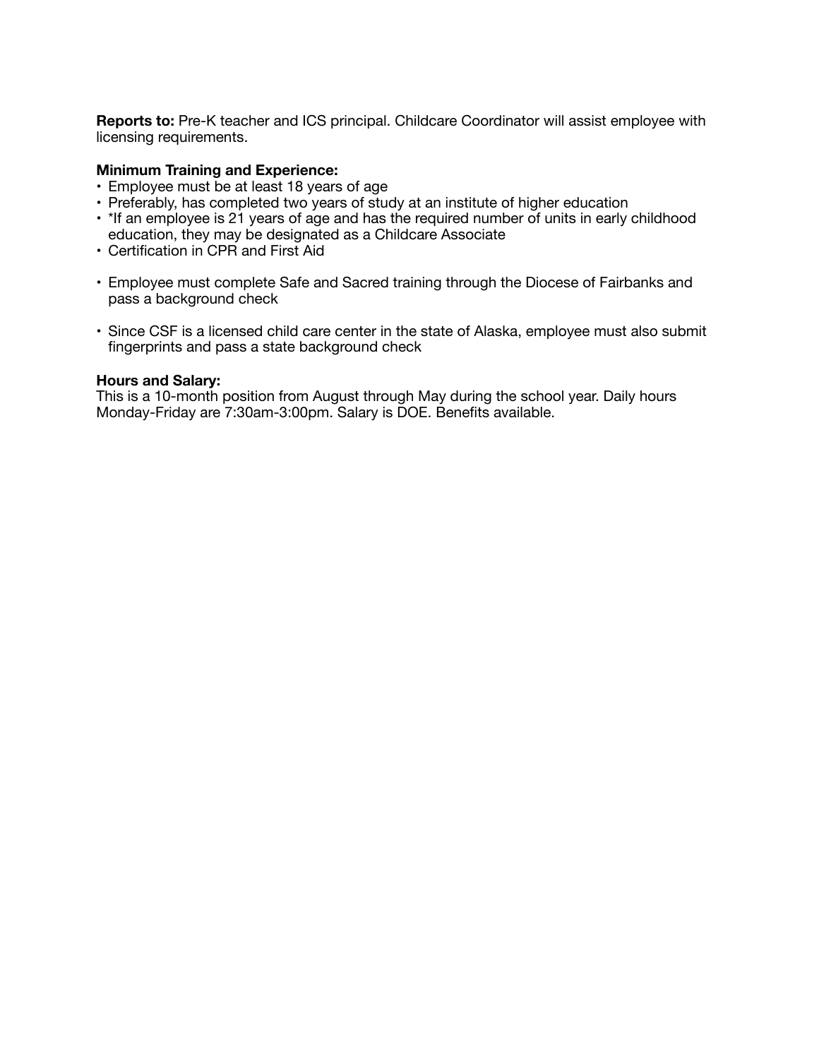**Reports to:** Pre-K teacher and ICS principal. Childcare Coordinator will assist employee with licensing requirements.

**Minimum Training and Experience:**

- Employee must be at least 18 years of age
- Preferably, has completed two years of study at an institute of higher education
- *If an employee is 21 years of age and has the required number of units in early childhood education, they may be designated as a Childcare Associate
- Certification in CPR and First Aid
- Employee must complete Safe and Sacred training through the Diocese of Fairbanks and pass a background check
- Since CSF is a licensed child care center in the state of Alaska, employee must also submit fingerprints and pass a state background check

**Hours and Salary:**

This is a 10-month position from August through May during the school year. Daily hours Monday-Friday are 7:30am-3:00pm. Salary is DOE. Benefits available.